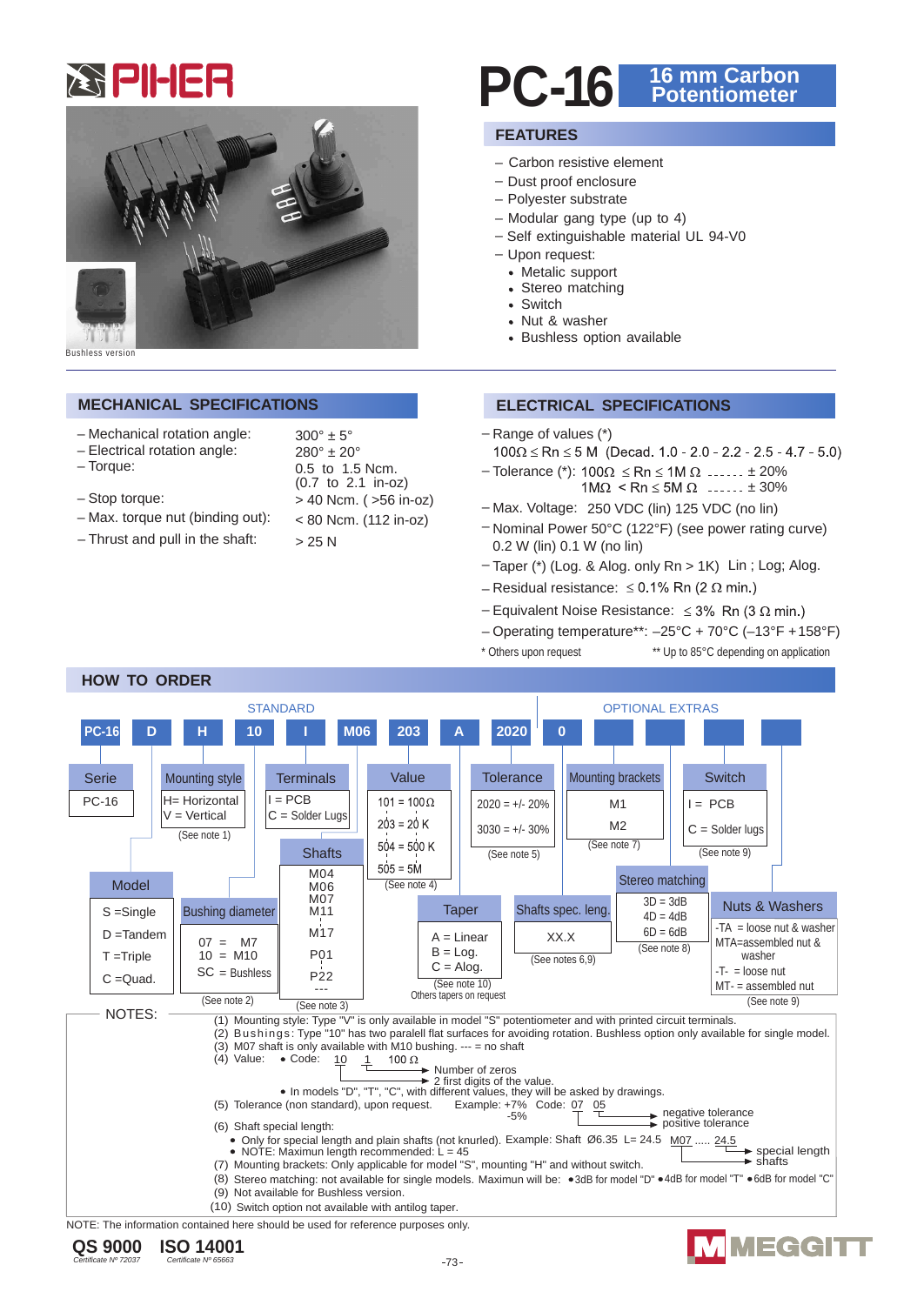# PC-16 16 mm Carbon Potentiometer

PIHER

Bushless version

## FEATURES

- Carbon resistive element
- Dust proof enclosure
- Polyester substrate
- Modular gang type (up to 4)
- Self extinguishable material UL 94-V0
- Upon request:
  - Metalic support
  - Stereo matching
  - Switch
  - Nut & washer
  - Bushless option available

## MECHANICAL SPECIFICATIONS

| | |
|---|---|
| – Mechanical rotation angle: | 300° ± 5° |
| – Electrical rotation angle: | 280° ± 20° |
| – Torque: | 0.5 to 1.5 Ncm. (0.7 to 2.1 in-oz) |
| – Stop torque: | > 40 Ncm. ( >56 in-oz) |
| – Max. torque nut (binding out): | < 80 Ncm. (112 in-oz) |
| – Thrust and pull in the shaft: | > 25 N |

## ELECTRICAL SPECIFICATIONS

- Range of values (*)
  100Ω ≤ Rn ≤ 5 M (Decad. 1.0 - 2.0 - 2.2 - 2.5 - 4.7 - 5.0)
- Tolerance (*): 100Ω ≤ Rn ≤ 1M Ω ...... ± 20%
  1MΩ < Rn ≤ 5M Ω ...... ± 30%
- Max. Voltage: 250 VDC (lin) 125 VDC (no lin)
- Nominal Power 50°C (122°F) (see power rating curve)
  0.2 W (lin) 0.1 W (no lin)
- Taper (*) (Log. & Alog. only Rn > 1K) Lin ; Log; Alog.
- Residual resistance: ≤ 0.1% Rn (2 Ω min.)
- Equivalent Noise Resistance: ≤ 3% Rn (3 Ω min.)
- Operating temperature**: –25°C + 70°C (–13°F +158°F)

\* Others upon request ** Up to 85°C depending on application

## HOW TO ORDER

STANDARD: PC-16 | D | H | 10 | I | M06 | 203 | A | 2020 | 0

OPTIONAL EXTRAS: (Mounting brackets) | (Switch) | (Stereo matching) | (Nuts & Washers)

| Code | Field | Options |
|---|---|---|
| PC-16 | Serie | PC-16 |
| D | Model | S =Single; D =Tandem; T =Triple; C =Quad. |
| H | Mounting style | H= Horizontal; V = Vertical (See note 1) |
| 10 | Bushing diameter | 07 = M7; 10 = M10; SC = Bushless (See note 2) |
| I | Terminals | I = PCB; C = Solder Lugs |
| M06 | Shafts | M04, M06, M07, M11, M17, P01, P22, --- (See note 3) |
| 203 | Value | 101 = 100Ω; 203 = 20 K; 504 = 500 K; 505 = 5M (See note 4) |
| A | Taper | A = Linear; B = Log.; C = Alog. (See note 10) Others tapers on request |
| 2020 | Tolerance | 2020 = +/- 20%; 3030 = +/- 30% (See note 5) |
| 0 | Shafts spec. leng. | XX.X (See notes 6,9) |
| | Mounting brackets | M1; M2 (See note 7) |
| | Switch | I = PCB; C = Solder lugs (See note 9) |
| | Stereo matching | 3D = 3dB; 4D = 4dB; 6D = 6dB (See note 8) |
| | Nuts & Washers | -TA = loose nut & washer; MTA=assembled nut & washer; -T- = loose nut; MT- = assembled nut (See note 9) |

NOTES:

(1) Mounting style: Type "V" is only available in model "S" potentiometer and with printed circuit terminals.
(2) Bushings: Type "10" has two paralell flat surfaces for avoiding rotation. Bushless option only available for single model.
(3) M07 shaft is only available with M10 bushing. --- = no shaft
(4) Value: • Code: 10 1 100 Ω
  - 10 → 2 first digits of the value.
  - 1 → Number of zeros
  - • In models "D", "T", "C", with different values, they will be asked by drawings.
(5) Tolerance (non standard), upon request. Example: +7% -5% Code: 07 05 (07 → positive tolerance; 05 → negative tolerance)
(6) Shaft special length:
  - • Only for special length and plain shafts (not knurled). Example: Shaft Ø6.35 L= 24.5 M07 ..... 24.5 (M07 → shafts; 24.5 → special length)
  - • NOTE: Maximun length recommended: L = 45
(7) Mounting brackets: Only applicable for model "S", mounting "H" and without switch.
(8) Stereo matching: not available for single models. Maximun will be: •3dB for model "D" •4dB for model "T" •6dB for model "C"
(9) Not available for Bushless version.
(10) Switch option not available with antilog taper.

NOTE: The information contained here should be used for reference purposes only.

QS 9000 Certificate Nº 72037 ISO 14001 Certificate Nº 65663

MEGGITT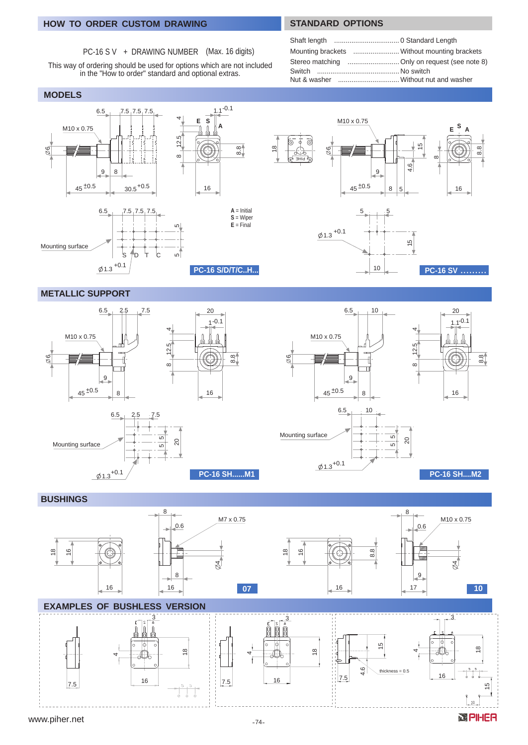## HOW TO ORDER CUSTOM DRAWING

PC-16 S V + DRAWING NUMBER (Max. 16 digits)

This way of ordering should be used for options which are not included in the "How to order" standard and optional extras.

## STANDARD OPTIONS

- Shaft length .................................. 0 Standard Length
- Mounting brackets ........................ Without mounting brackets
- Stereo matching ........................... Only on request (see note 8)
- Switch ........................................... No switch
- Nut & washer ................................ Without nut and washer

## MODELS

A = Initial
S = Wiper
E = Final

Mounting surface

PC-16 S/D/T/C..H...

PC-16 SV .........

## METALLIC SUPPORT

Mounting surface

PC-16 SH......M1

PC-16 SH....M2

## BUSHINGS

M7 x 0.75

07

M10 x 0.75

10

## EXAMPLES OF BUSHLESS VERSION

thickness = 0.5

www.piher.net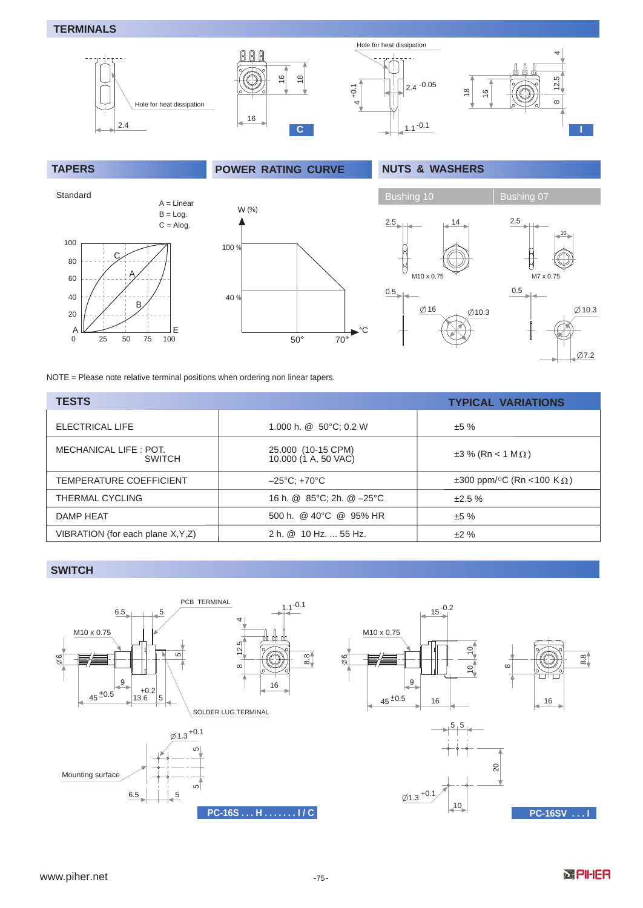## TERMINALS

Hole for heat dissipation

2.4

16 18

16

**C**

Hole for heat dissipation

4 $^{+0.1}$

2.4 $^{-0.05}$

1.1 $^{-0.1}$

18 16

4 12.5 8

**I**

## TAPERS

Standard

A = Linear
B = Log.
C = Alog.

## POWER RATING CURVE

W (%)

100 %

40 %

50° 70° °C

## NUTS & WASHERS

| Bushing 10 | Bushing 07 |
|---|---|
| 2.5, 14, M10 x 0.75 | 2.5, 10, M7 x 0.75 |
| 0.5, ∅16, ∅10.3 | 0.5, ∅10.3, ∅7.2 |

NOTE = Please note relative terminal positions when ordering non linear tapers.

| TESTS | | TYPICAL VARIATIONS |
|---|---|---|
| ELECTRICAL LIFE | 1.000 h. @ 50°C; 0.2 W | ±5 % |
| MECHANICAL LIFE : POT.<br>SWITCH | 25.000 (10-15 CPM)<br>10.000 (1 A, 50 VAC) | ±3 % (Rn < 1 MΩ) |
| TEMPERATURE COEFFICIENT | –25°C; +70°C | ±300 ppm/°C (Rn <100 KΩ) |
| THERMAL CYCLING | 16 h. @ 85°C; 2h. @ –25°C | ±2.5 % |
| DAMP HEAT | 500 h. @ 40°C @ 95% HR | ±5 % |
| VIBRATION (for each plane X,Y,Z) | 2 h. @ 10 Hz. ... 55 Hz. | ±2 % |

## SWITCH

PCB TERMINAL

SOLDER LUG TERMINAL

Mounting surface

**PC-16S . . . H . . . . . . . I / C**

**PC-16SV . . . I**

www.piher.net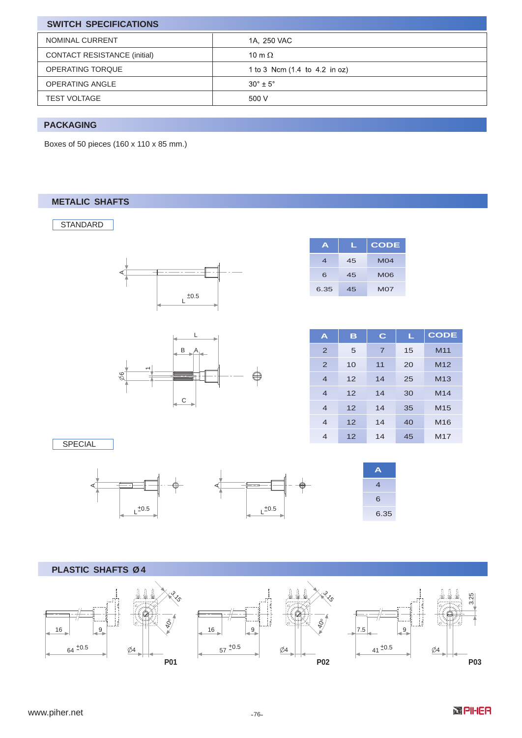## SWITCH SPECIFICATIONS

| | |
|---|---|
| NOMINAL CURRENT | 1A, 250 VAC |
| CONTACT RESISTANCE (initial) | 10 m Ω |
| OPERATING TORQUE | 1 to 3 Ncm (1.4 to 4.2 in oz) |
| OPERATING ANGLE | 30° ± 5° |
| TEST VOLTAGE | 500 V |

## PACKAGING

Boxes of 50 pieces (160 x 110 x 85 mm.)

## METALIC SHAFTS

STANDARD

| A | L | CODE |
|---|---|---|
| 4 | 45 | M04 |
| 6 | 45 | M06 |
| 6.35 | 45 | M07 |

| A | B | C | L | CODE |
|---|---|---|---|---|
| 2 | 5 | 7 | 15 | M11 |
| 2 | 10 | 11 | 20 | M12 |
| 4 | 12 | 14 | 25 | M13 |
| 4 | 12 | 14 | 30 | M14 |
| 4 | 12 | 14 | 35 | M15 |
| 4 | 12 | 14 | 40 | M16 |
| 4 | 12 | 14 | 45 | M17 |

SPECIAL

| A |
|---|
| 4 |
| 6 |
| 6.35 |

## PLASTIC SHAFTS Ø4

P01: 16, 9, $64^{\pm0.5}$, Ø4, 3.15, 40°

P02: 16, 9, $57^{\pm0.5}$, Ø4, 3.15, 40°

P03: 7.5, 9, $41^{\pm0.5}$, Ø4, 3.25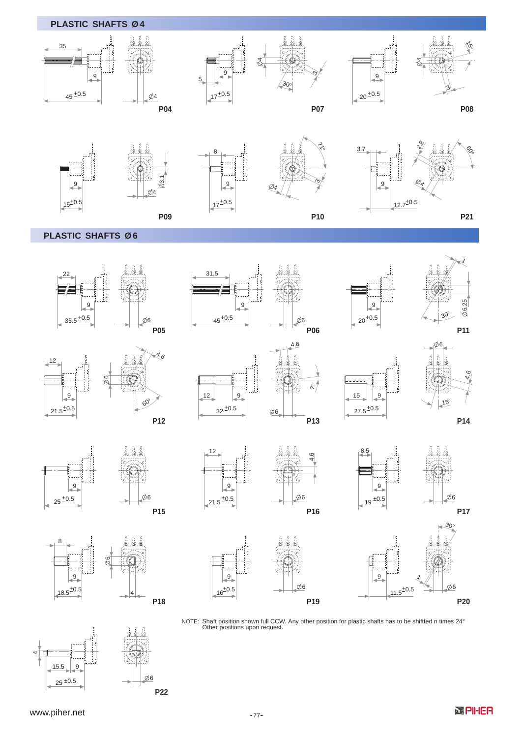## PLASTIC SHAFTS Ø4

35
9
45 ±0.5
Ø4
**P04**

5
9
17 ±0.5
Ø4
30°
3
**P07**

9
20 ±0.5
Ø4
15°
3
**P08**

9
15 ±0.5
Ø3.1
Ø4
**P09**

8
9
17 ±0.5
71°
Ø4
3
**P10**

3.7
9
12.7 ±0.5
2.8
60°
Ø4
**P21**

## PLASTIC SHAFTS Ø6

22
9
35.5 ±0.5
Ø6
**P05**

31,5
9
45 ±0.5
Ø6
**P06**

9
20 ±0.5
1
30°
Ø6.25
**P11**

12
9
21.5 ±0.5
4.6
Ø6
60°
**P12**

12
9
32 ±0.5
4.6
7°
Ø6
**P13**

15
9
27.5 ±0.5
Ø6
4.6
15°
**P14**

9
25 ±0.5
Ø6
**P15**

12
9
21.5 ±0.5
4.6
Ø6
**P16**

8.5
9
19 ±0.5
Ø6
**P17**

8
9
18.5 ±0.5
Ø6
4
**P18**

9
16 ±0.5
Ø6
**P19**

9
11.5 ±0.5
30°
1
Ø6
**P20**

4
15.5
9
25 ±0.5
Ø6
**P22**

NOTE: Shaft position shown full CCW. Any other position for plastic shafts has to be shiftted n times 24°
Other positions upon request.